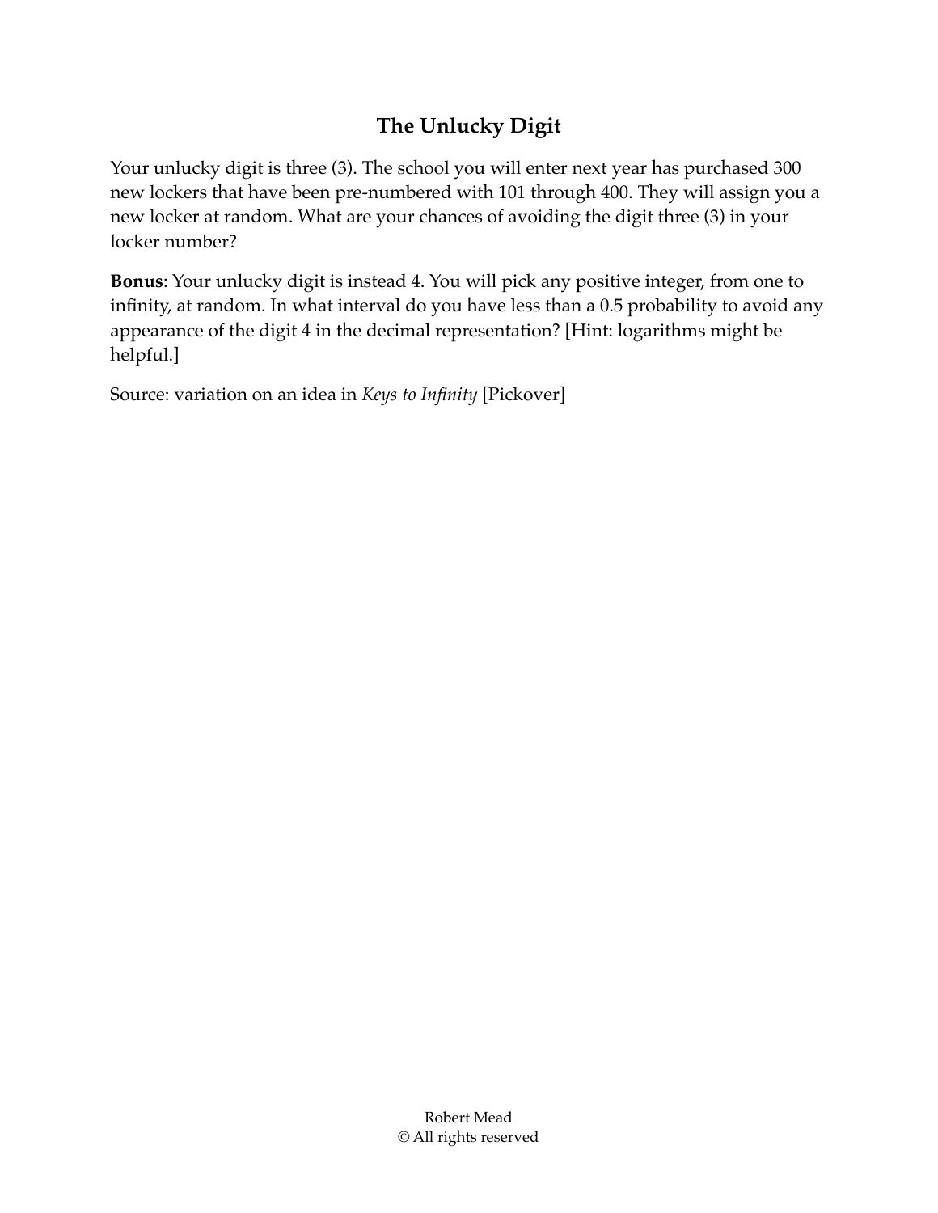# The Unlucky Digit

Your unlucky digit is three (3). The school you will enter next year has purchased 300 new lockers that have been pre-numbered with 101 through 400. They will assign you a new locker at random. What are your chances of avoiding the digit three (3) in your locker number?

**Bonus**: Your unlucky digit is instead 4. You will pick any positive integer, from one to infinity, at random. In what interval do you have less than a 0.5 probability to avoid any appearance of the digit 4 in the decimal representation? [Hint: logarithms might be helpful.]

Source: variation on an idea in *Keys to Infinity* [Pickover]

Robert Mead
© All rights reserved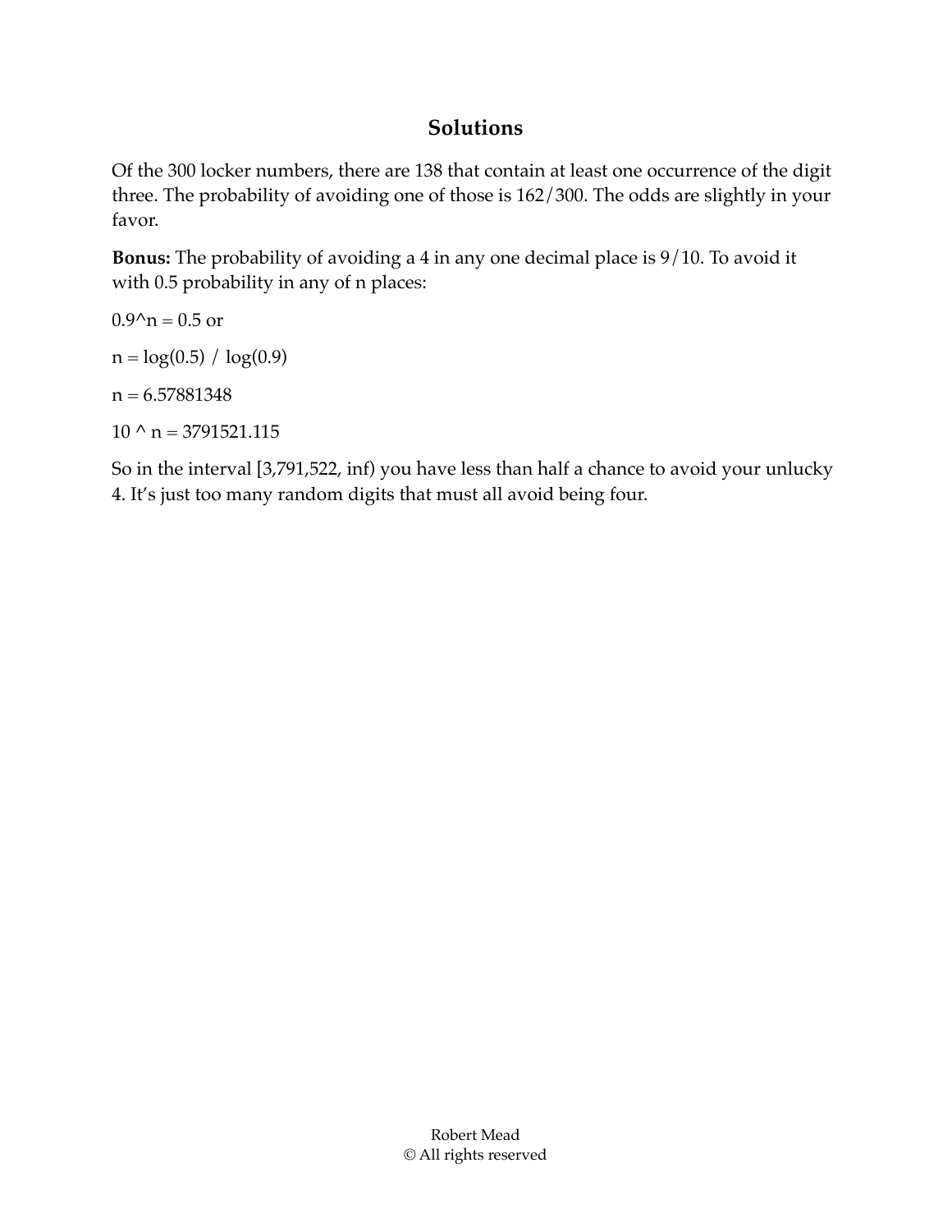## Solutions

Of the 300 locker numbers, there are 138 that contain at least one occurrence of the digit three. The probability of avoiding one of those is 162/300. The odds are slightly in your favor.

**Bonus:** The probability of avoiding a 4 in any one decimal place is 9/10. To avoid it with 0.5 probability in any of n places:

$0.9^n = 0.5$ or

$n = \log(0.5) / \log(0.9)$

$n = 6.57881348$

$10^n = 3791521.115$

So in the interval [3,791,522, inf) you have less than half a chance to avoid your unlucky 4. It's just too many random digits that must all avoid being four.

Robert Mead
© All rights reserved